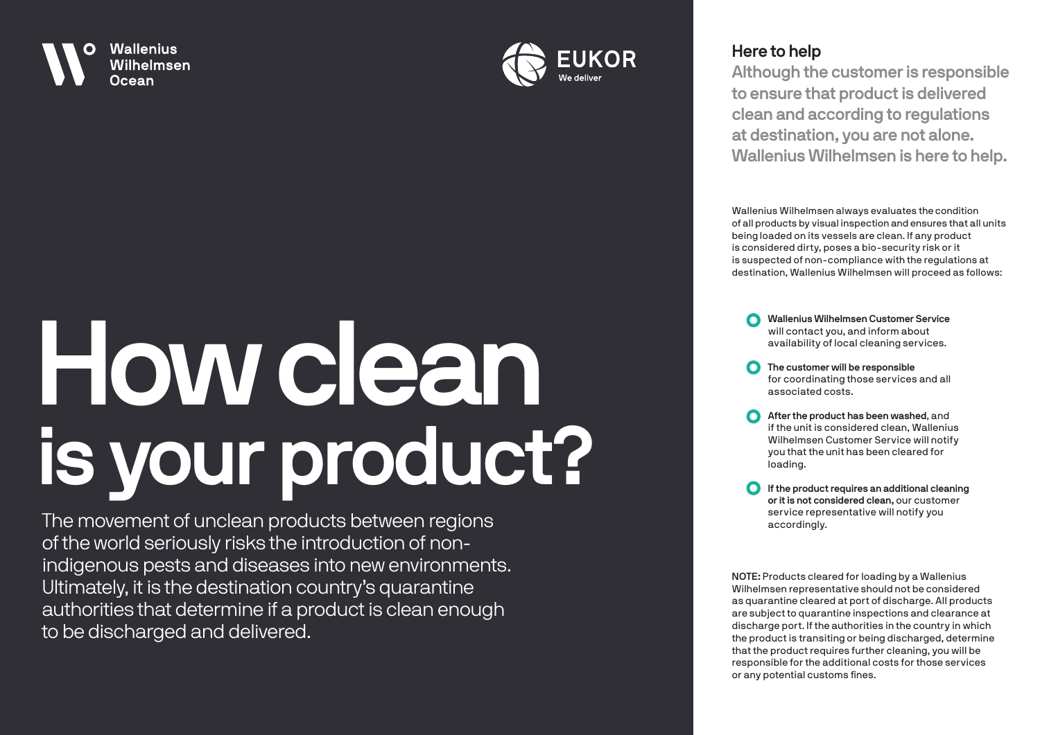Wallenius Wilhelmsen Ocean

EUKOR We deliver

# How clean is your product?

The movement of unclean products between regions of the world seriously risks the introduction of non-indigenous pests and diseases into new environments. Ultimately, it is the destination country's quarantine authorities that determine if a product is clean enough to be discharged and delivered.

## Here to help

**Although the customer is responsible to ensure that product is delivered clean and according to regulations at destination, you are not alone. Wallenius Wilhelmsen is here to help.**

Wallenius Wilhelmsen always evaluates the condition of all products by visual inspection and ensures that all units being loaded on its vessels are clean. If any product is considered dirty, poses a bio-security risk or it is suspected of non-compliance with the regulations at destination, Wallenius Wilhelmsen will proceed as follows:

- **Wallenius Wilhelmsen Customer Service** will contact you, and inform about availability of local cleaning services.
- **The customer will be responsible** for coordinating those services and all associated costs.
- **After the product has been washed,** and if the unit is considered clean, Wallenius Wilhelmsen Customer Service will notify you that the unit has been cleared for loading.
- **If the product requires an additional cleaning or it is not considered clean,** our customer service representative will notify you accordingly.

**NOTE:** Products cleared for loading by a Wallenius Wilhelmsen representative should not be considered as quarantine cleared at port of discharge. All products are subject to quarantine inspections and clearance at discharge port. If the authorities in the country in which the product is transiting or being discharged, determine that the product requires further cleaning, you will be responsible for the additional costs for those services or any potential customs fines.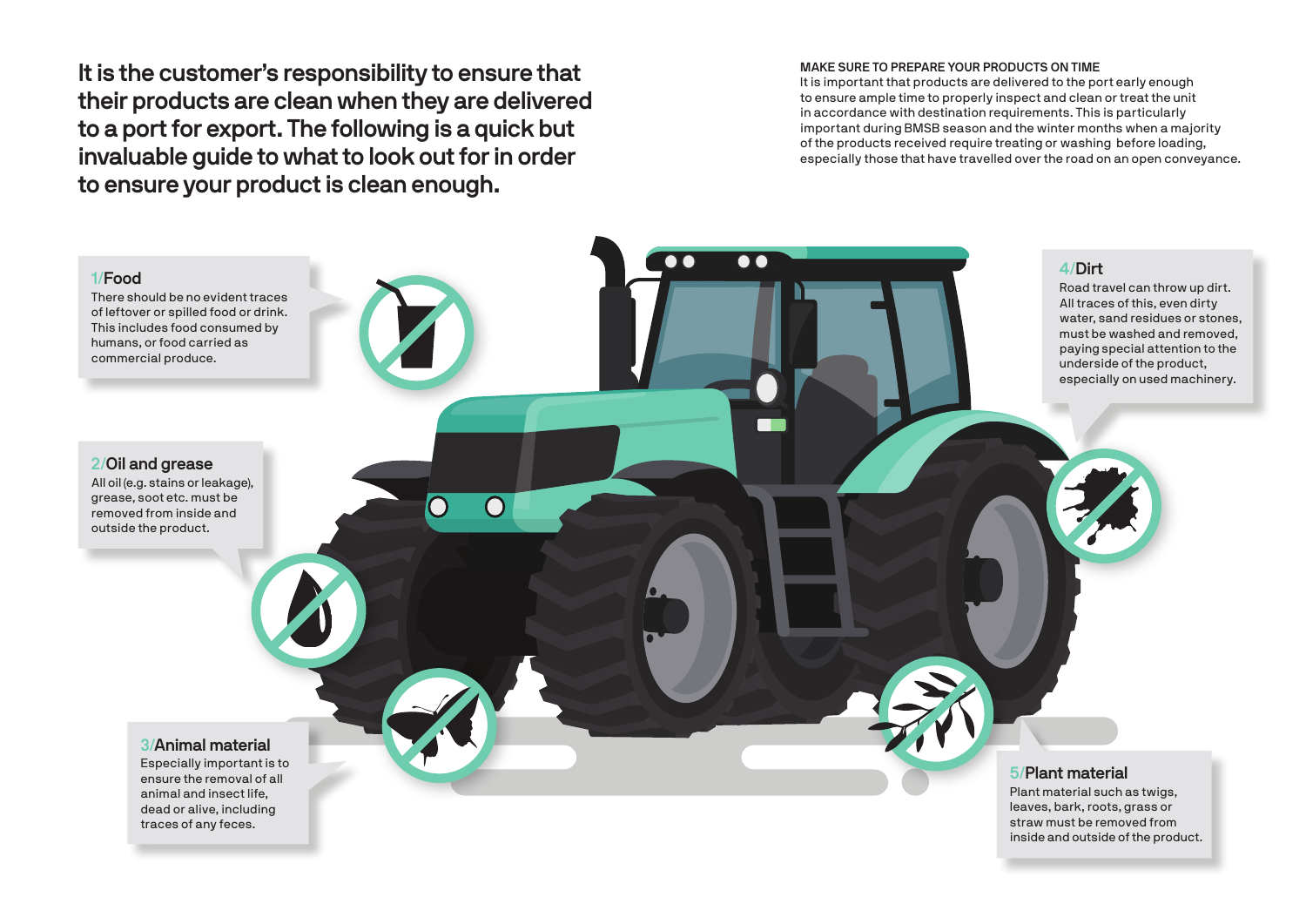# It is the customer's responsibility to ensure that their products are clean when they are delivered to a port for export. The following is a quick but invaluable guide to what to look out for in order to ensure your product is clean enough.

**MAKE SURE TO PREPARE YOUR PRODUCTS ON TIME**

It is important that products are delivered to the port early enough to ensure ample time to properly inspect and clean or treat the unit in accordance with destination requirements. This is particularly important during BMSB season and the winter months when a majority of the products received require treating or washing before loading, especially those that have travelled over the road on an open conveyance.

## 1/Food

There should be no evident traces of leftover or spilled food or drink. This includes food consumed by humans, or food carried as commercial produce.

## 2/Oil and grease

All oil (e.g. stains or leakage), grease, soot etc. must be removed from inside and outside the product.

## 3/Animal material

Especially important is to ensure the removal of all animal and insect life, dead or alive, including traces of any feces.

## 4/Dirt

Road travel can throw up dirt. All traces of this, even dirty water, sand residues or stones, must be washed and removed, paying special attention to the underside of the product, especially on used machinery.

## 5/Plant material

Plant material such as twigs, leaves, bark, roots, grass or straw must be removed from inside and outside of the product.